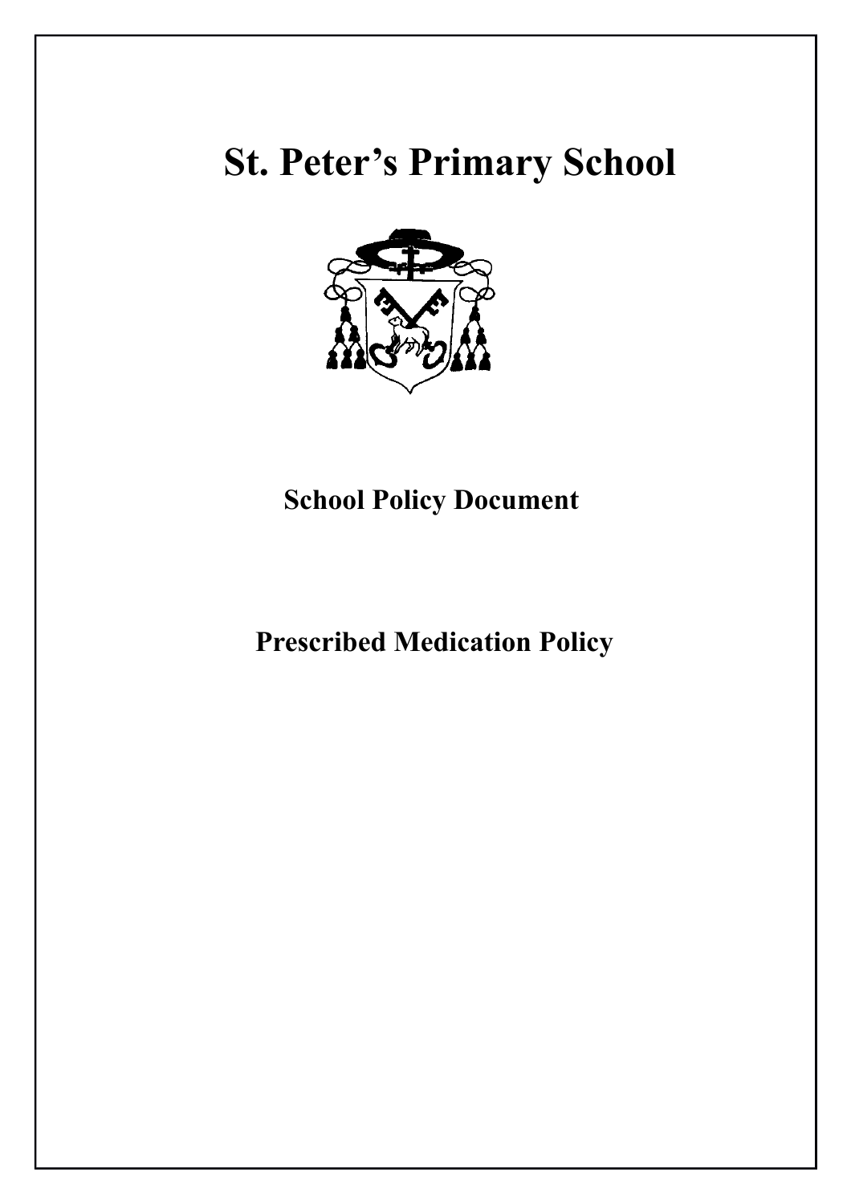# St. Peter's Primary School

**School Policy Document**

**Prescribed Medication Policy**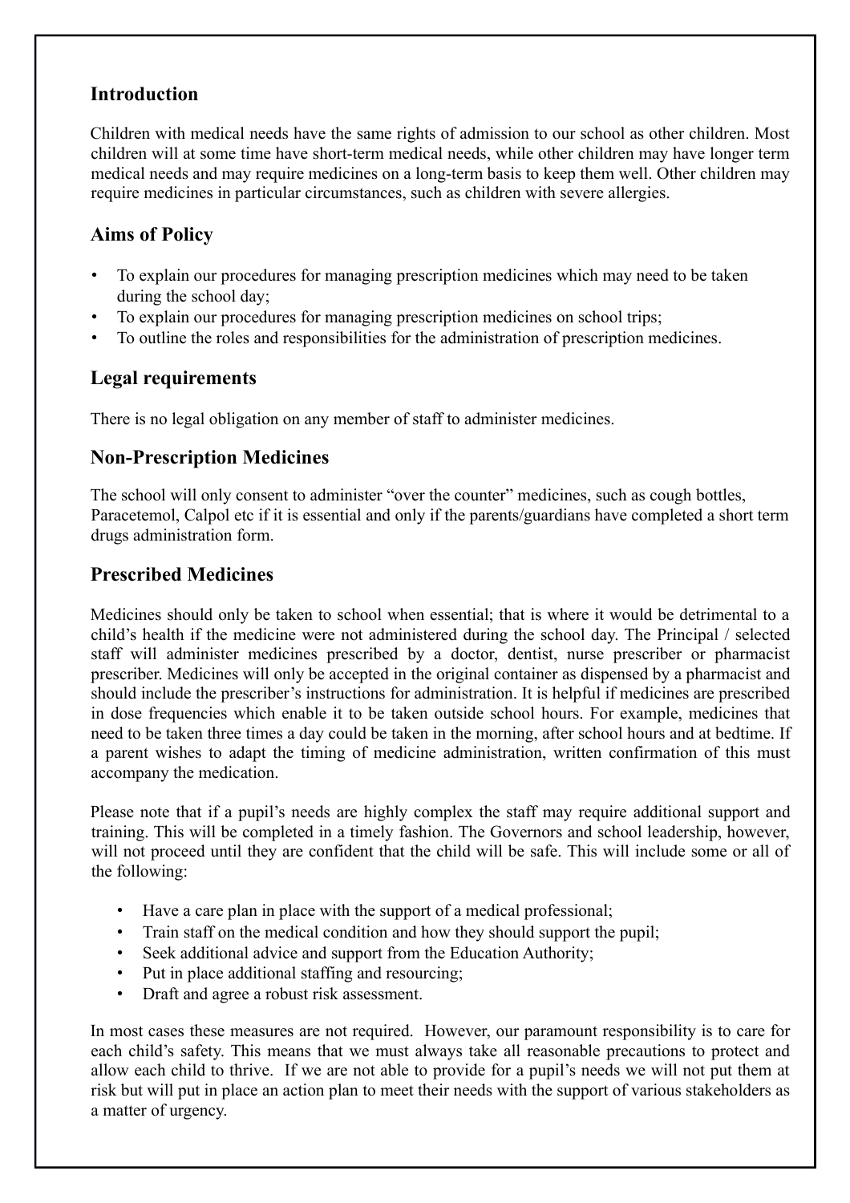## Introduction

Children with medical needs have the same rights of admission to our school as other children. Most children will at some time have short-term medical needs, while other children may have longer term medical needs and may require medicines on a long-term basis to keep them well. Other children may require medicines in particular circumstances, such as children with severe allergies.

## Aims of Policy

- To explain our procedures for managing prescription medicines which may need to be taken during the school day;
- To explain our procedures for managing prescription medicines on school trips;
- To outline the roles and responsibilities for the administration of prescription medicines.

## Legal requirements

There is no legal obligation on any member of staff to administer medicines.

## Non-Prescription Medicines

The school will only consent to administer "over the counter" medicines, such as cough bottles, Paracetemol, Calpol etc if it is essential and only if the parents/guardians have completed a short term drugs administration form.

## Prescribed Medicines

Medicines should only be taken to school when essential; that is where it would be detrimental to a child's health if the medicine were not administered during the school day. The Principal / selected staff will administer medicines prescribed by a doctor, dentist, nurse prescriber or pharmacist prescriber. Medicines will only be accepted in the original container as dispensed by a pharmacist and should include the prescriber's instructions for administration. It is helpful if medicines are prescribed in dose frequencies which enable it to be taken outside school hours. For example, medicines that need to be taken three times a day could be taken in the morning, after school hours and at bedtime. If a parent wishes to adapt the timing of medicine administration, written confirmation of this must accompany the medication.

Please note that if a pupil's needs are highly complex the staff may require additional support and training. This will be completed in a timely fashion. The Governors and school leadership, however, will not proceed until they are confident that the child will be safe. This will include some or all of the following:

- Have a care plan in place with the support of a medical professional;
- Train staff on the medical condition and how they should support the pupil;
- Seek additional advice and support from the Education Authority;
- Put in place additional staffing and resourcing;
- Draft and agree a robust risk assessment.

In most cases these measures are not required. However, our paramount responsibility is to care for each child's safety. This means that we must always take all reasonable precautions to protect and allow each child to thrive. If we are not able to provide for a pupil's needs we will not put them at risk but will put in place an action plan to meet their needs with the support of various stakeholders as a matter of urgency.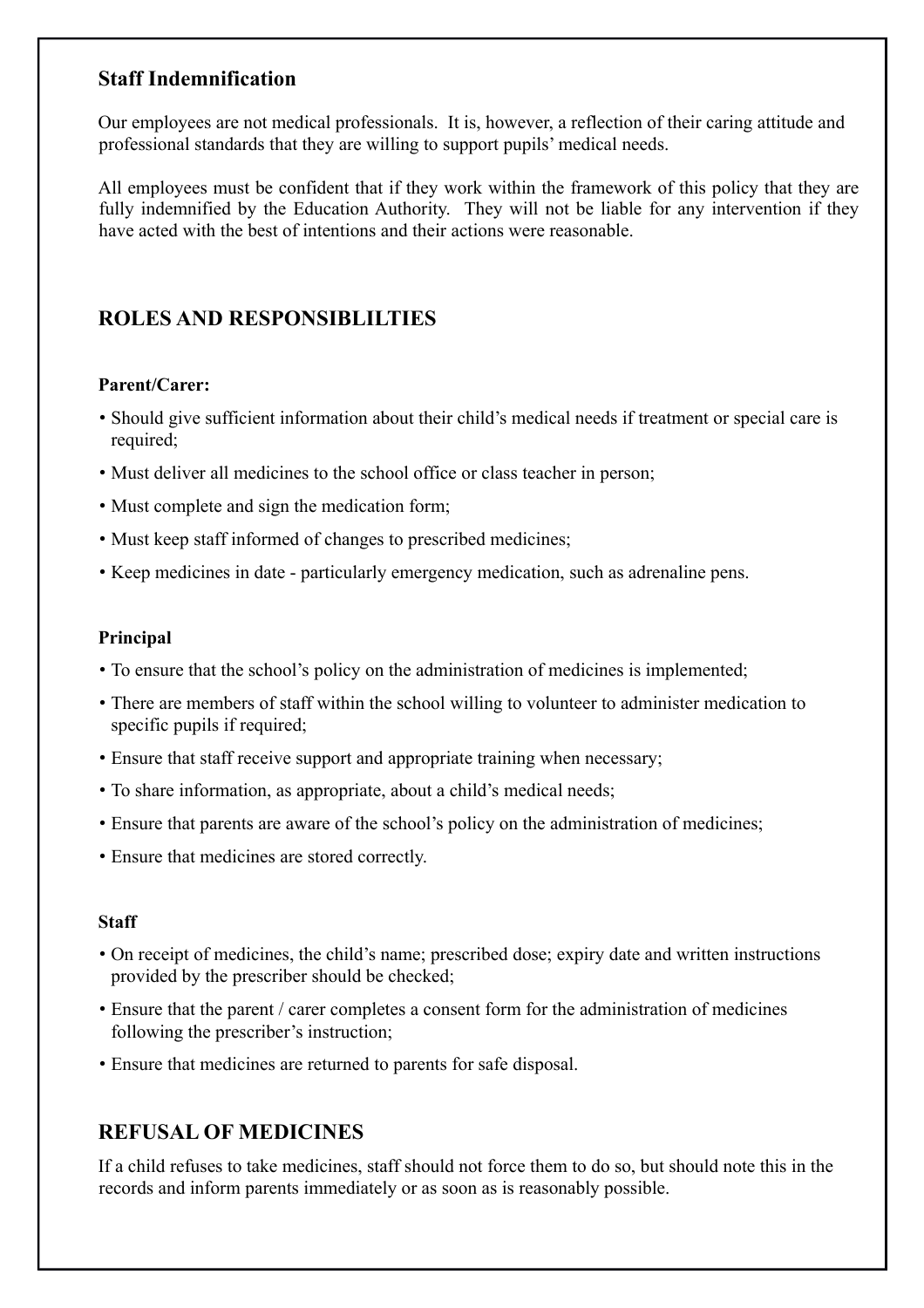### Staff Indemnification

Our employees are not medical professionals. It is, however, a reflection of their caring attitude and professional standards that they are willing to support pupils' medical needs.

All employees must be confident that if they work within the framework of this policy that they are fully indemnified by the Education Authority. They will not be liable for any intervention if they have acted with the best of intentions and their actions were reasonable.

## ROLES AND RESPONSIBLILTIES

**Parent/Carer:**

- Should give sufficient information about their child's medical needs if treatment or special care is required;
- Must deliver all medicines to the school office or class teacher in person;
- Must complete and sign the medication form;
- Must keep staff informed of changes to prescribed medicines;
- Keep medicines in date - particularly emergency medication, such as adrenaline pens.

**Principal**

- To ensure that the school's policy on the administration of medicines is implemented;
- There are members of staff within the school willing to volunteer to administer medication to specific pupils if required;
- Ensure that staff receive support and appropriate training when necessary;
- To share information, as appropriate, about a child's medical needs;
- Ensure that parents are aware of the school's policy on the administration of medicines;
- Ensure that medicines are stored correctly.

**Staff**

- On receipt of medicines, the child's name; prescribed dose; expiry date and written instructions provided by the prescriber should be checked;
- Ensure that the parent / carer completes a consent form for the administration of medicines following the prescriber's instruction;
- Ensure that medicines are returned to parents for safe disposal.

## REFUSAL OF MEDICINES

If a child refuses to take medicines, staff should not force them to do so, but should note this in the records and inform parents immediately or as soon as is reasonably possible.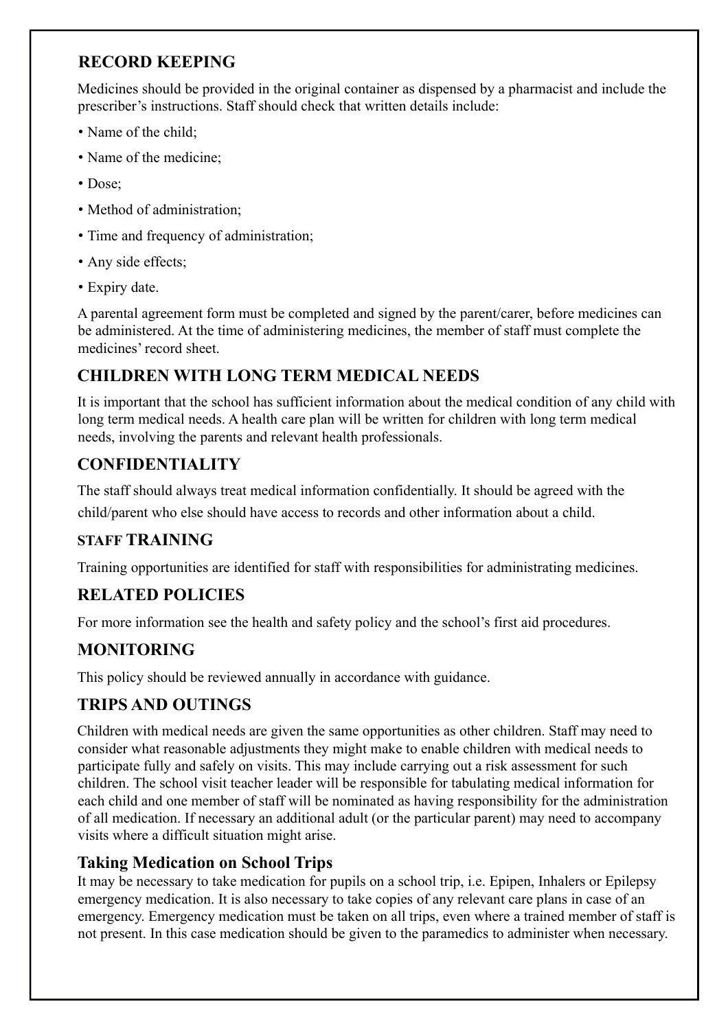## RECORD KEEPING

Medicines should be provided in the original container as dispensed by a pharmacist and include the prescriber's instructions. Staff should check that written details include:

- Name of the child;
- Name of the medicine;
- Dose;
- Method of administration;
- Time and frequency of administration;
- Any side effects;
- Expiry date.

A parental agreement form must be completed and signed by the parent/carer, before medicines can be administered. At the time of administering medicines, the member of staff must complete the medicines' record sheet.

## CHILDREN WITH LONG TERM MEDICAL NEEDS

It is important that the school has sufficient information about the medical condition of any child with long term medical needs. A health care plan will be written for children with long term medical needs, involving the parents and relevant health professionals.

## CONFIDENTIALITY

The staff should always treat medical information confidentially. It should be agreed with the child/parent who else should have access to records and other information about a child.

## STAFF TRAINING

Training opportunities are identified for staff with responsibilities for administrating medicines.

## RELATED POLICIES

For more information see the health and safety policy and the school's first aid procedures.

## MONITORING

This policy should be reviewed annually in accordance with guidance.

## TRIPS AND OUTINGS

Children with medical needs are given the same opportunities as other children. Staff may need to consider what reasonable adjustments they might make to enable children with medical needs to participate fully and safely on visits. This may include carrying out a risk assessment for such children. The school visit teacher leader will be responsible for tabulating medical information for each child and one member of staff will be nominated as having responsibility for the administration of all medication. If necessary an additional adult (or the particular parent) may need to accompany visits where a difficult situation might arise.

### Taking Medication on School Trips

It may be necessary to take medication for pupils on a school trip, i.e. Epipen, Inhalers or Epilepsy emergency medication. It is also necessary to take copies of any relevant care plans in case of an emergency. Emergency medication must be taken on all trips, even where a trained member of staff is not present. In this case medication should be given to the paramedics to administer when necessary.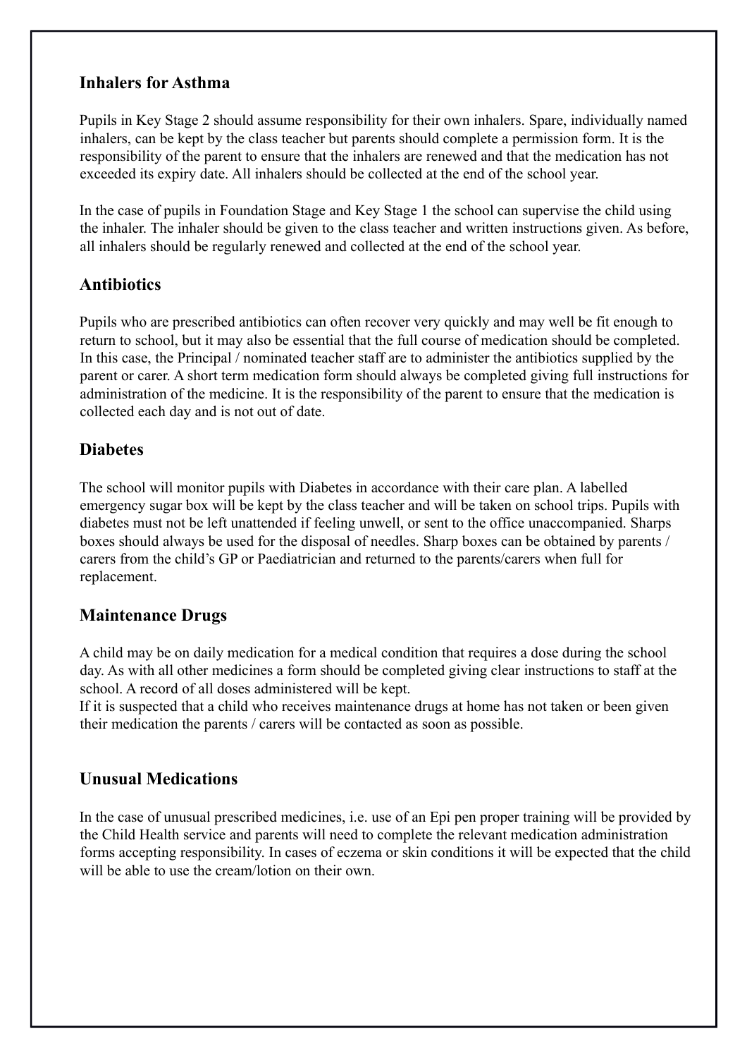## Inhalers for Asthma

Pupils in Key Stage 2 should assume responsibility for their own inhalers. Spare, individually named inhalers, can be kept by the class teacher but parents should complete a permission form. It is the responsibility of the parent to ensure that the inhalers are renewed and that the medication has not exceeded its expiry date. All inhalers should be collected at the end of the school year.

In the case of pupils in Foundation Stage and Key Stage 1 the school can supervise the child using the inhaler. The inhaler should be given to the class teacher and written instructions given. As before, all inhalers should be regularly renewed and collected at the end of the school year.

## Antibiotics

Pupils who are prescribed antibiotics can often recover very quickly and may well be fit enough to return to school, but it may also be essential that the full course of medication should be completed. In this case, the Principal / nominated teacher staff are to administer the antibiotics supplied by the parent or carer. A short term medication form should always be completed giving full instructions for administration of the medicine. It is the responsibility of the parent to ensure that the medication is collected each day and is not out of date.

## Diabetes

The school will monitor pupils with Diabetes in accordance with their care plan. A labelled emergency sugar box will be kept by the class teacher and will be taken on school trips. Pupils with diabetes must not be left unattended if feeling unwell, or sent to the office unaccompanied. Sharps boxes should always be used for the disposal of needles. Sharp boxes can be obtained by parents / carers from the child's GP or Paediatrician and returned to the parents/carers when full for replacement.

## Maintenance Drugs

A child may be on daily medication for a medical condition that requires a dose during the school day. As with all other medicines a form should be completed giving clear instructions to staff at the school. A record of all doses administered will be kept.
If it is suspected that a child who receives maintenance drugs at home has not taken or been given their medication the parents / carers will be contacted as soon as possible.

## Unusual Medications

In the case of unusual prescribed medicines, i.e. use of an Epi pen proper training will be provided by the Child Health service and parents will need to complete the relevant medication administration forms accepting responsibility. In cases of eczema or skin conditions it will be expected that the child will be able to use the cream/lotion on their own.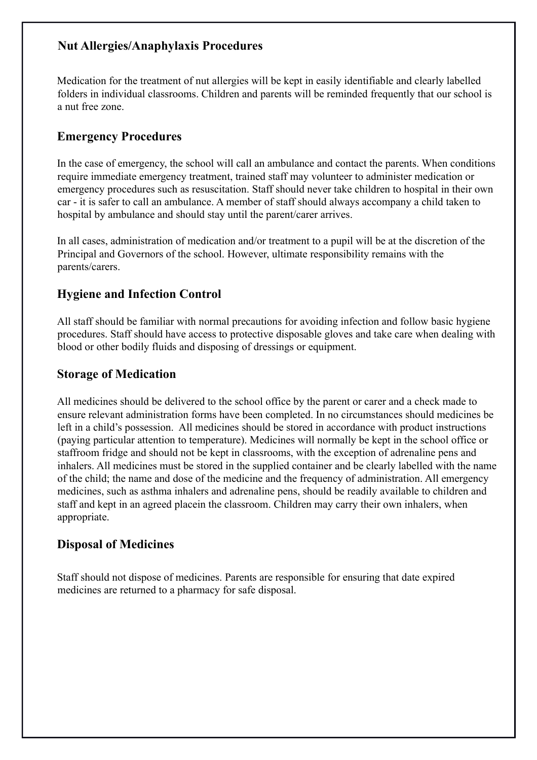### Nut Allergies/Anaphylaxis Procedures

Medication for the treatment of nut allergies will be kept in easily identifiable and clearly labelled folders in individual classrooms. Children and parents will be reminded frequently that our school is a nut free zone.

## Emergency Procedures

In the case of emergency, the school will call an ambulance and contact the parents. When conditions require immediate emergency treatment, trained staff may volunteer to administer medication or emergency procedures such as resuscitation. Staff should never take children to hospital in their own car - it is safer to call an ambulance. A member of staff should always accompany a child taken to hospital by ambulance and should stay until the parent/carer arrives.

In all cases, administration of medication and/or treatment to a pupil will be at the discretion of the Principal and Governors of the school. However, ultimate responsibility remains with the parents/carers.

## Hygiene and Infection Control

All staff should be familiar with normal precautions for avoiding infection and follow basic hygiene procedures. Staff should have access to protective disposable gloves and take care when dealing with blood or other bodily fluids and disposing of dressings or equipment.

## Storage of Medication

All medicines should be delivered to the school office by the parent or carer and a check made to ensure relevant administration forms have been completed. In no circumstances should medicines be left in a child's possession. All medicines should be stored in accordance with product instructions (paying particular attention to temperature). Medicines will normally be kept in the school office or staffroom fridge and should not be kept in classrooms, with the exception of adrenaline pens and inhalers. All medicines must be stored in the supplied container and be clearly labelled with the name of the child; the name and dose of the medicine and the frequency of administration. All emergency medicines, such as asthma inhalers and adrenaline pens, should be readily available to children and staff and kept in an agreed placein the classroom. Children may carry their own inhalers, when appropriate.

## Disposal of Medicines

Staff should not dispose of medicines. Parents are responsible for ensuring that date expired medicines are returned to a pharmacy for safe disposal.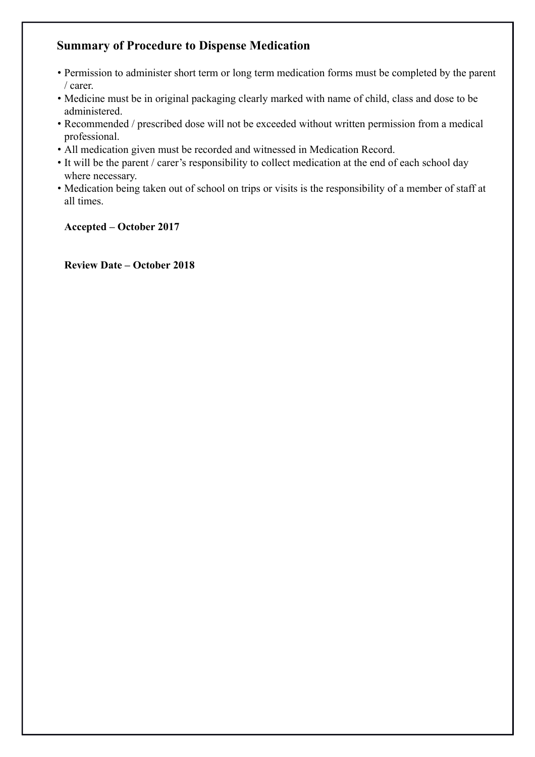## Summary of Procedure to Dispense Medication

- Permission to administer short term or long term medication forms must be completed by the parent / carer.
- Medicine must be in original packaging clearly marked with name of child, class and dose to be administered.
- Recommended / prescribed dose will not be exceeded without written permission from a medical professional.
- All medication given must be recorded and witnessed in Medication Record.
- It will be the parent / carer's responsibility to collect medication at the end of each school day where necessary.
- Medication being taken out of school on trips or visits is the responsibility of a member of staff at all times.

**Accepted – October 2017**

**Review Date – October 2018**